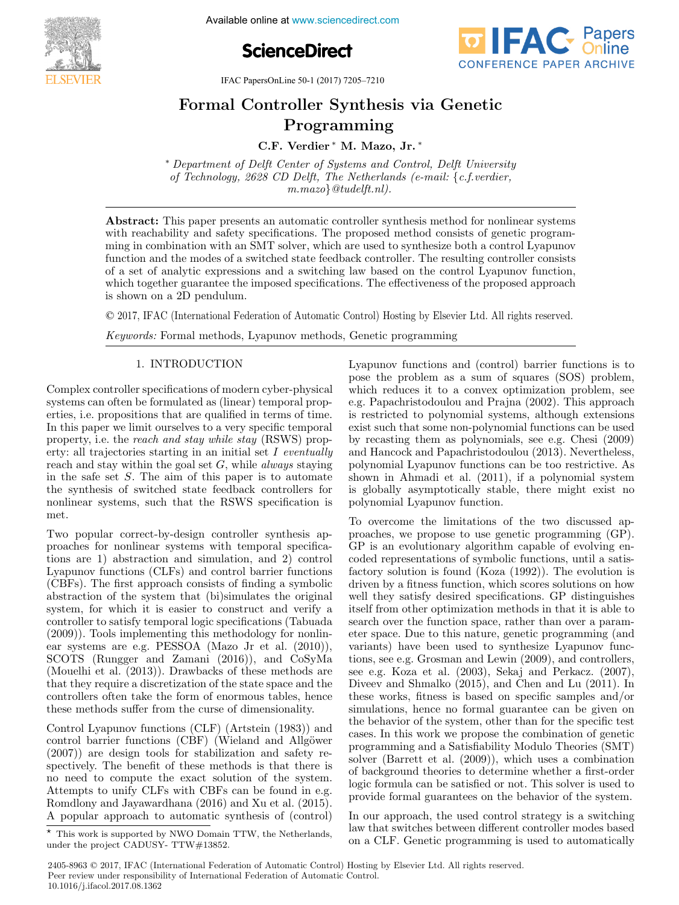# Formal Controller Synthesis via Genetic Programming

**C.F. Verdier * M. Mazo, Jr. ***

* *Department of Delft Center of Systems and Control, Delft University of Technology, 2628 CD Delft, The Netherlands (e-mail: {c.f.verdier, m.mazo}@tudelft.nl).*

**Abstract:** This paper presents an automatic controller synthesis method for nonlinear systems with reachability and safety specifications. The proposed method consists of genetic programming in combination with an SMT solver, which are used to synthesize both a control Lyapunov function and the modes of a switched state feedback controller. The resulting controller consists of a set of analytic expressions and a switching law based on the control Lyapunov function, which together guarantee the imposed specifications. The effectiveness of the proposed approach is shown on a 2D pendulum.

© 2017, IFAC (International Federation of Automatic Control) Hosting by Elsevier Ltd. All rights reserved.

*Keywords:* Formal methods, Lyapunov methods, Genetic programming

## 1. INTRODUCTION

Complex controller specifications of modern cyber-physical systems can often be formulated as (linear) temporal properties, i.e. propositions that are qualified in terms of time. In this paper we limit ourselves to a very specific temporal property, i.e. the *reach and stay while stay* (RSWS) property: all trajectories starting in an initial set $I$ *eventually* reach and stay within the goal set $G$, while *always* staying in the safe set $S$. The aim of this paper is to automate the synthesis of switched state feedback controllers for nonlinear systems, such that the RSWS specification is met.

Two popular correct-by-design controller synthesis approaches for nonlinear systems with temporal specifications are 1) abstraction and simulation, and 2) control Lyapunov functions (CLFs) and control barrier functions (CBFs). The first approach consists of finding a symbolic abstraction of the system that (bi)simulates the original system, for which it is easier to construct and verify a controller to satisfy temporal logic specifications (Tabuada (2009)). Tools implementing this methodology for nonlinear systems are e.g. PESSOA (Mazo Jr et al. (2010)), SCOTS (Rungger and Zamani (2016)), and CoSyMa (Mouelhi et al. (2013)). Drawbacks of these methods are that they require a discretization of the state space and the controllers often take the form of enormous tables, hence these methods suffer from the curse of dimensionality.

Control Lyapunov functions (CLF) (Artstein (1983)) and control barrier functions (CBF) (Wieland and Allgöwer (2007)) are design tools for stabilization and safety respectively. The benefit of these methods is that there is no need to compute the exact solution of the system. Attempts to unify CLFs with CBFs can be found in e.g. Romdlony and Jayawardhana (2016) and Xu et al. (2015). A popular approach to automatic synthesis of (control) Lyapunov functions and (control) barrier functions is to pose the problem as a sum of squares (SOS) problem, which reduces it to a convex optimization problem, see e.g. Papachristodoulou and Prajna (2002). This approach is restricted to polynomial systems, although extensions exist such that some non-polynomial functions can be used by recasting them as polynomials, see e.g. Chesi (2009) and Hancock and Papachristodoulou (2013). Nevertheless, polynomial Lyapunov functions can be too restrictive. As shown in Ahmadi et al. (2011), if a polynomial system is globally asymptotically stable, there might exist no polynomial Lyapunov function.

To overcome the limitations of the two discussed approaches, we propose to use genetic programming (GP). GP is an evolutionary algorithm capable of evolving encoded representations of symbolic functions, until a satisfactory solution is found (Koza (1992)). The evolution is driven by a fitness function, which scores solutions on how well they satisfy desired specifications. GP distinguishes itself from other optimization methods in that it is able to search over the function space, rather than over a parameter space. Due to this nature, genetic programming (and variants) have been used to synthesize Lyapunov functions, see e.g. Grosman and Lewin (2009), and controllers, see e.g. Koza et al. (2003), Sekaj and Perkacz. (2007), Diveev and Shmalko (2015), and Chen and Lu (2011). In these works, fitness is based on specific samples and/or simulations, hence no formal guarantee can be given on the behavior of the system, other than for the specific test cases. In this work we propose the combination of genetic programming and a Satisfiability Modulo Theories (SMT) solver (Barrett et al. (2009)), which uses a combination of background theories to determine whether a first-order logic formula can be satisfied or not. This solver is used to provide formal guarantees on the behavior of the system.

In our approach, the used control strategy is a switching law that switches between different controller modes based on a CLF. Genetic programming is used to automatically

[*] This work is supported by NWO Domain TTW, the Netherlands, under the project CADUSY- TTW#13852.

2405-8963 © 2017, IFAC (International Federation of Automatic Control) Hosting by Elsevier Ltd. All rights reserved.
Peer review under responsibility of International Federation of Automatic Control.
10.1016/j.ifacol.2017.08.1362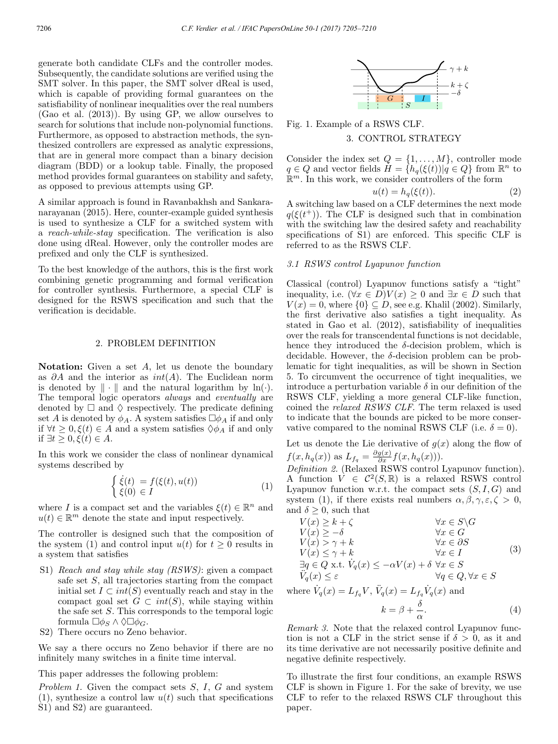generate both candidate CLFs and the controller modes. Subsequently, the candidate solutions are verified using the SMT solver. In this paper, the SMT solver dReal is used, which is capable of providing formal guarantees on the satisfiability of nonlinear inequalities over the real numbers (Gao et al. (2013)). By using GP, we allow ourselves to search for solutions that include non-polynomial functions. Furthermore, as opposed to abstraction methods, the synthesized controllers are expressed as analytic expressions, that are in general more compact than a binary decision diagram (BDD) or a lookup table. Finally, the proposed method provides formal guarantees on stability and safety, as opposed to previous attempts using GP.

A similar approach is found in Ravanbakhsh and Sankaranarayanan (2015). Here, counter-example guided synthesis is used to synthesize a CLF for a switched system with a *reach-while-stay* specification. The verification is also done using dReal. However, only the controller modes are prefixed and only the CLF is synthesized.

To the best knowledge of the authors, this is the first work combining genetic programming and formal verification for controller synthesis. Furthermore, a special CLF is designed for the RSWS specification and such that the verification is decidable.

## 2. PROBLEM DEFINITION

**Notation:** Given a set $A$, let us denote the boundary as $\partial A$ and the interior as $int(A)$. The Euclidean norm is denoted by $\|\cdot\|$ and the natural logarithm by $\ln(\cdot)$. The temporal logic operators *always* and *eventually* are denoted by $\Box$ and $\Diamond$ respectively. The predicate defining set $A$ is denoted by $\phi_A$. A system satisfies $\Box\phi_A$ if and only if $\forall t \geq 0, \xi(t) \in A$ and a system satisfies $\Diamond\phi_A$ if and only if $\exists t \geq 0, \xi(t) \in A$.

In this work we consider the class of nonlinear dynamical systems described by

$$\begin{cases} \dot{\xi}(t) &= f(\xi(t), u(t)) \\ \xi(0) &\in I \end{cases} \tag{1}$$

where $I$ is a compact set and the variables $\xi(t) \in \mathbb{R}^n$ and $u(t) \in \mathbb{R}^m$ denote the state and input respectively.

The controller is designed such that the composition of the system (1) and control input $u(t)$ for $t \geq 0$ results in a system that satisfies

- S1) *Reach and stay while stay (RSWS)*: given a compact safe set $S$, all trajectories starting from the compact initial set $I \subset int(S)$ eventually reach and stay in the compact goal set $G \subset int(S)$, while staying within the safe set $S$. This corresponds to the temporal logic formula $\Box\phi_S \wedge \Diamond\Box\phi_G$.
- S2) There occurs no Zeno behavior.

We say a there occurs no Zeno behavior if there are no infinitely many switches in a finite time interval.

This paper addresses the following problem:

*Problem 1.* Given the compact sets $S$, $I$, $G$ and system (1), synthesize a control law $u(t)$ such that specifications S1) and S2) are guaranteed.

Fig. 1. Example of a RSWS CLF.

## 3. CONTROL STRATEGY

Consider the index set $Q = \{1, \ldots, M\}$, controller mode $q \in Q$ and vector fields $H = \{h_q(\xi(t)) | q \in Q\}$ from $\mathbb{R}^n$ to $\mathbb{R}^m$. In this work, we consider controllers of the form

$$u(t) = h_q(\xi(t)). \tag{2}$$

A switching law based on a CLF determines the next mode $q(\xi(t^+))$. The CLF is designed such that in combination with the switching law the desired safety and reachability specifications of S1) are enforced. This specific CLF is referred to as the RSWS CLF.

### 3.1 RSWS control Lyapunov function

Classical (control) Lyapunov functions satisfy a "tight" inequality, i.e. $(\forall x \in D) V(x) \geq 0$ and $\exists x \in D$ such that $V(x) = 0$, where $\{0\} \subseteq D$, see e.g. Khalil (2002). Similarly, the first derivative also satisfies a tight inequality. As stated in Gao et al. (2012), satisfiability of inequalities over the reals for transcendental functions is not decidable, hence they introduced the $\delta$-decision problem, which is decidable. However, the $\delta$-decision problem can be problematic for tight inequalities, as will be shown in Section 5. To circumvent the occurrence of tight inequalities, we introduce a perturbation variable $\delta$ in our definition of the RSWS CLF, yielding a more general CLF-like function, coined the *relaxed RSWS CLF*. The term relaxed is used to indicate that the bounds are picked to be more conservative compared to the nominal RSWS CLF (i.e. $\delta = 0$).

Let us denote the Lie derivative of $g(x)$ along the flow of $f(x, h_q(x))$ as $L_{f_q} = \frac{\partial g(x)}{\partial x} f(x, h_q(x)))$.

*Definition 2.* (Relaxed RSWS control Lyapunov function). A function $V \in \mathcal{C}^2(S, \mathbb{R})$ is a relaxed RSWS control Lyapunov function w.r.t. the compact sets $(S, I, G)$ and system (1), if there exists real numbers $\alpha, \beta, \gamma, \varepsilon, \zeta > 0$, and $\delta \geq 0$, such that

$$\begin{array}{ll} V(x) \geq k + \zeta & \forall x \in S \backslash G \\ V(x) \geq -\delta & \forall x \in G \\ V(x) > \gamma + k & \forall x \in \partial S \\ V(x) \leq \gamma + k & \forall x \in I \\ \exists q \in Q \text{ x.t. } \dot{V}_q(x) \leq -\alpha V(x) + \delta & \forall x \in S \\ \ddot{V}_q(x) \leq \varepsilon & \forall q \in Q, \forall x \in S \end{array} \tag{3}$$

where $\dot{V}_q(x) = L_{f_q} V$, $\ddot{V}_q(x) = L_{f_q} \dot{V}_q(x)$ and

$$k = \beta + \frac{\delta}{\alpha}. \tag{4}$$

*Remark 3.* Note that the relaxed control Lyapunov function is not a CLF in the strict sense if $\delta > 0$, as it and its time derivative are not necessarily positive definite and negative definite respectively.

To illustrate the first four conditions, an example RSWS CLF is shown in Figure 1. For the sake of brevity, we use CLF to refer to the relaxed RSWS CLF throughout this paper.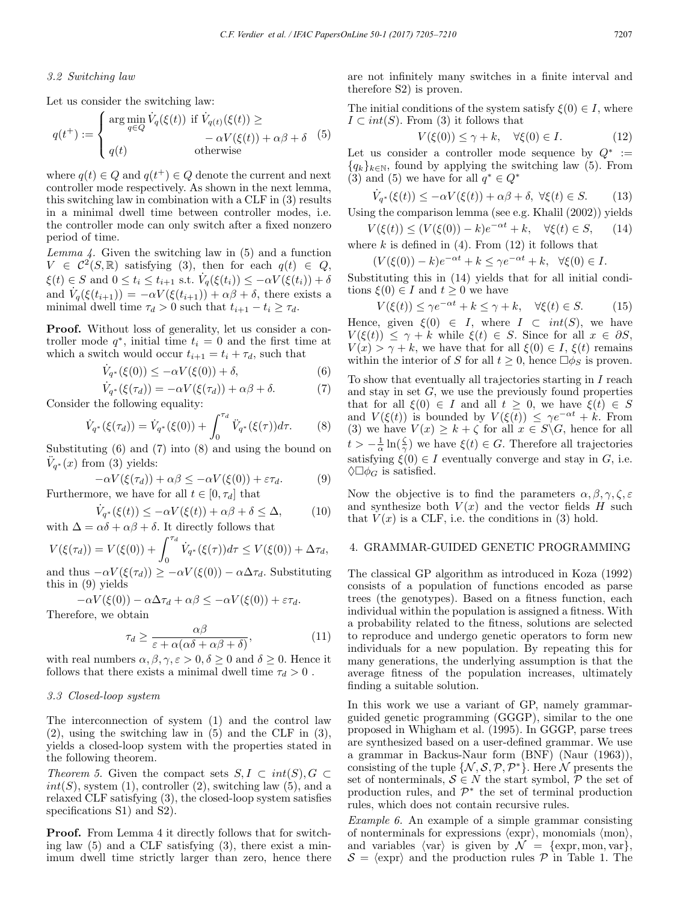### 3.2 Switching law

Let us consider the switching law:

$$q(t^+) := \begin{cases} \arg\min_{q \in Q} \dot{V}_q(\xi(t)) & \text{if } \dot{V}_{q(t)}(\xi(t)) \geq \\ & \quad -\alpha V(\xi(t)) + \alpha\beta + \delta \\ q(t) & \text{otherwise} \end{cases} \quad (5)$$

where $q(t) \in Q$ and $q(t^+) \in Q$ denote the current and next controller mode respectively. As shown in the next lemma, this switching law in combination with a CLF in (3) results in a minimal dwell time between controller modes, i.e. the controller mode can only switch after a fixed nonzero period of time.

*Lemma 4.* Given the switching law in (5) and a function $V \in \mathcal{C}^2(S, \mathbb{R})$ satisfying (3), then for each $q(t) \in Q$, $\xi(t) \in S$ and $0 \leq t_i \leq t_{i+1}$ s.t. $\dot{V}_q(\xi(t_i)) \leq -\alpha V(\xi(t_i)) + \delta$ and $\dot{V}_q(\xi(t_{i+1})) = -\alpha V(\xi(t_{i+1})) + \alpha\beta + \delta$, there exists a minimal dwell time $\tau_d > 0$ such that $t_{i+1} - t_i \geq \tau_d$.

**Proof.** Without loss of generality, let us consider a controller mode $q^*$, initial time $t_i = 0$ and the first time at which a switch would occur $t_{i+1} = t_i + \tau_d$, such that

$$\dot{V}_{q^*}(\xi(0)) \leq -\alpha V(\xi(0)) + \delta, \quad (6)$$

$$\dot{V}_{q^*}(\xi(\tau_d)) = -\alpha V(\xi(\tau_d)) + \alpha\beta + \delta. \quad (7)$$

Consider the following equality:

$$\dot{V}_{q^*}(\xi(\tau_d)) = \dot{V}_{q^*}(\xi(0)) + \int_0^{\tau_d} \ddot{V}_{q^*}(\xi(\tau))d\tau. \quad (8)$$

Substituting (6) and (7) into (8) and using the bound on $\ddot{V}_{q^*}(x)$ from (3) yields:

$$-\alpha V(\xi(\tau_d)) + \alpha\beta \leq -\alpha V(\xi(0)) + \varepsilon\tau_d. \quad (9)$$

Furthermore, we have for all $t \in [0, \tau_d]$ that

$$\dot{V}_{q^*}(\xi(t)) \leq -\alpha V(\xi(t)) + \alpha\beta + \delta \leq \Delta, \quad (10)$$

with $\Delta = \alpha\delta + \alpha\beta + \delta$. It directly follows that

$$V(\xi(\tau_d)) = V(\xi(0)) + \int_0^{\tau_d} \dot{V}_{q^*}(\xi(\tau))d\tau \leq V(\xi(0)) + \Delta\tau_d,$$

and thus $-\alpha V(\xi(\tau_d)) \geq -\alpha V(\xi(0)) - \alpha\Delta\tau_d$. Substituting this in (9) yields

$$-\alpha V(\xi(0)) - \alpha\Delta\tau_d + \alpha\beta \leq -\alpha V(\xi(0)) + \varepsilon\tau_d.$$

Therefore, we obtain

$$\tau_d \geq \frac{\alpha\beta}{\varepsilon + \alpha(\alpha\delta + \alpha\beta + \delta)}, \quad (11)$$

with real numbers $\alpha, \beta, \gamma, \varepsilon > 0, \delta \geq 0$ and $\delta \geq 0$. Hence it follows that there exists a minimal dwell time $\tau_d > 0$ .

### 3.3 Closed-loop system

The interconnection of system (1) and the control law (2), using the switching law in (5) and the CLF in (3), yields a closed-loop system with the properties stated in the following theorem.

*Theorem 5.* Given the compact sets $S, I \subset int(S), G \subset int(S)$, system (1), controller (2), switching law (5), and a relaxed CLF satisfying (3), the closed-loop system satisfies specifications S1) and S2).

**Proof.** From Lemma 4 it directly follows that for switching law (5) and a CLF satisfying (3), there exist a minimum dwell time strictly larger than zero, hence there are not infinitely many switches in a finite interval and therefore S2) is proven.

The initial conditions of the system satisfy $\xi(0) \in I$, where $I \subset int(S)$. From (3) it follows that

$$V(\xi(0)) \leq \gamma + k, \quad \forall \xi(0) \in I. \quad (12)$$

Let us consider a controller mode sequence by $Q^* := \{q_k\}_{k \in \mathbb{N}}$, found by applying the switching law (5). From (3) and (5) we have for all $q^* \in Q^*$

$$\dot{V}_{q^*}(\xi(t)) \leq -\alpha V(\xi(t)) + \alpha\beta + \delta, \ \forall \xi(t) \in S. \quad (13)$$

Using the comparison lemma (see e.g. Khalil (2002)) yields

$$V(\xi(t)) \leq (V(\xi(0)) - k)e^{-\alpha t} + k, \quad \forall \xi(t) \in S, \quad (14)$$

where $k$ is defined in (4). From (12) it follows that

$$(V(\xi(0)) - k)e^{-\alpha t} + k \leq \gamma e^{-\alpha t} + k, \ \forall \xi(0) \in I.$$

Substituting this in (14) yields that for all initial conditions $\xi(0) \in I$ and $t \geq 0$ we have

$$V(\xi(t)) \leq \gamma e^{-\alpha t} + k \leq \gamma + k, \quad \forall \xi(t) \in S. \quad (15)$$

Hence, given $\xi(0) \in I$, where $I \subset int(S)$, we have $V(\xi(t)) \leq \gamma + k$ while $\xi(t) \in S$. Since for all $x \in \partial S$, $V(x) > \gamma + k$, we have that for all $\xi(0) \in I$, $\xi(t)$ remains within the interior of $S$ for all $t \geq 0$, hence $\Box\phi_S$ is proven.

To show that eventually all trajectories starting in $I$ reach and stay in set $G$, we use the previously found properties that for all $\xi(0) \in I$ and all $t \geq 0$, we have $\xi(t) \in S$ and $V(\xi(t))$ is bounded by $V(\xi(t)) \leq \gamma e^{-\alpha t} + k$. From (3) we have $V(x) \geq k + \zeta$ for all $x \in S \backslash G$, hence for all $t > -\frac{1}{\alpha}\ln(\frac{\zeta}{\gamma})$ we have $\xi(t) \in G$. Therefore all trajectories satisfying $\xi(0) \in I$ eventually converge and stay in $G$, i.e. $\Diamond\Box\phi_G$ is satisfied.

Now the objective is to find the parameters $\alpha, \beta, \gamma, \zeta, \varepsilon$ and synthesize both $V(x)$ and the vector fields $H$ such that $V(x)$ is a CLF, i.e. the conditions in (3) hold.

## 4. GRAMMAR-GUIDED GENETIC PROGRAMMING

The classical GP algorithm as introduced in Koza (1992) consists of a population of functions encoded as parse trees (the genotypes). Based on a fitness function, each individual within the population is assigned a fitness. With a probability related to the fitness, solutions are selected to reproduce and undergo genetic operators to form new individuals for a new population. By repeating this for many generations, the underlying assumption is that the average fitness of the population increases, ultimately finding a suitable solution.

In this work we use a variant of GP, namely grammar-guided genetic programming (GGGP), similar to the one proposed in Whigham et al. (1995). In GGGP, parse trees are synthesized based on a user-defined grammar. We use a grammar in Backus-Naur form (BNF) (Naur (1963)), consisting of the tuple $\{\mathcal{N}, \mathcal{S}, \mathcal{P}, \mathcal{P}^*\}$. Here $\mathcal{N}$ presents the set of nonterminals, $\mathcal{S} \in N$ the start symbol, $\mathcal{P}$ the set of production rules, and $\mathcal{P}^*$ the set of terminal production rules, which does not contain recursive rules.

*Example 6.* An example of a simple grammar consisting of nonterminals for expressions $\langle\text{expr}\rangle$, monomials $\langle\text{mon}\rangle$, and variables $\langle\text{var}\rangle$ is given by $\mathcal{N} = \{\text{expr}, \text{mon}, \text{var}\}$, $\mathcal{S} = \langle\text{expr}\rangle$ and the production rules $\mathcal{P}$ in Table 1. The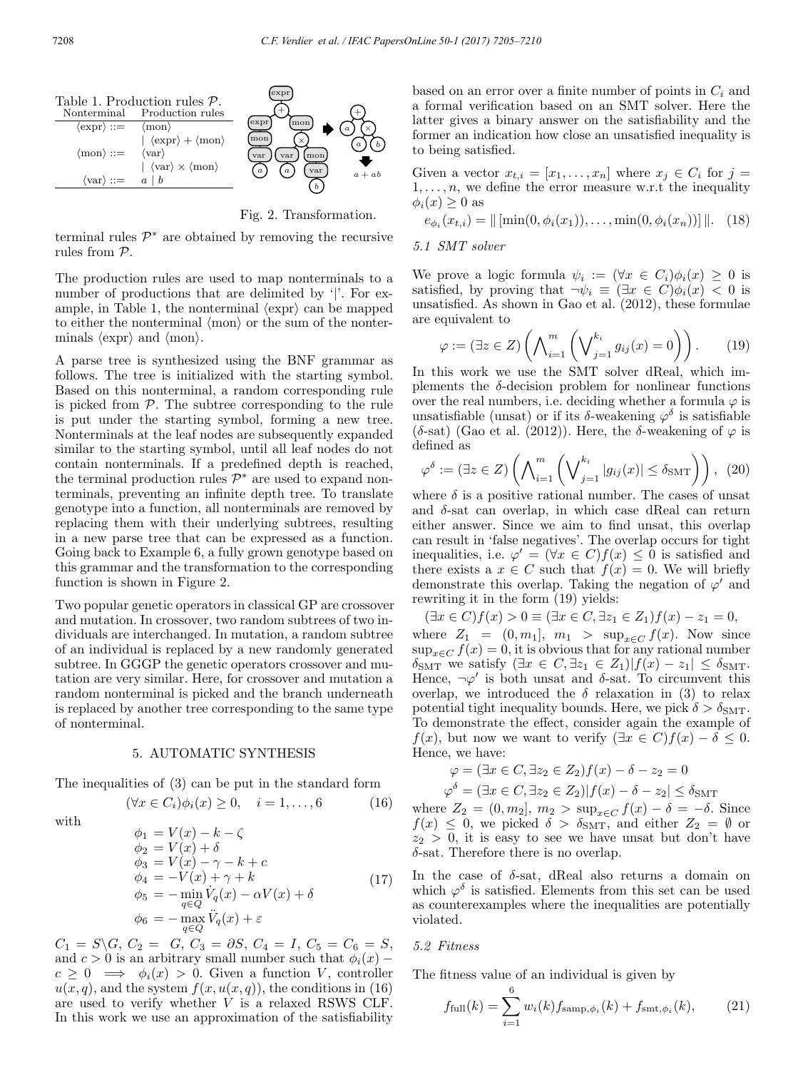Table 1. Production rules $\mathcal{P}$.

| Nonterminal | Production rules |
|---|---|
| $\langle\text{expr}\rangle ::=$ | $\langle\text{mon}\rangle$ |
| | $\mid \langle\text{expr}\rangle + \langle\text{mon}\rangle$ |
| $\langle\text{mon}\rangle ::=$ | $\langle\text{var}\rangle$ |
| | $\mid \langle\text{var}\rangle \times \langle\text{mon}\rangle$ |
| $\langle\text{var}\rangle ::=$ | $a \mid b$ |

Fig. 2. Transformation.

terminal rules $\mathcal{P}^*$ are obtained by removing the recursive rules from $\mathcal{P}$.

The production rules are used to map nonterminals to a number of productions that are delimited by '|'. For example, in Table 1, the nonterminal $\langle\text{expr}\rangle$ can be mapped to either the nonterminal $\langle\text{mon}\rangle$ or the sum of the nonterminals $\langle\text{expr}\rangle$ and $\langle\text{mon}\rangle$.

A parse tree is synthesized using the BNF grammar as follows. The tree is initialized with the starting symbol. Based on this nonterminal, a random corresponding rule is picked from $\mathcal{P}$. The subtree corresponding to the rule is put under the starting symbol, forming a new tree. Nonterminals at the leaf nodes are subsequently expanded similar to the starting symbol, until all leaf nodes do not contain nonterminals. If a predefined depth is reached, the terminal production rules $\mathcal{P}^*$ are used to expand nonterminals, preventing an infinite depth tree. To translate genotype into a function, all nonterminals are removed by replacing them with their underlying subtrees, resulting in a new parse tree that can be expressed as a function. Going back to Example 6, a fully grown genotype based on this grammar and the transformation to the corresponding function is shown in Figure 2.

Two popular genetic operators in classical GP are crossover and mutation. In crossover, two random subtrees of two individuals are interchanged. In mutation, a random subtree of an individual is replaced by a new randomly generated subtree. In GGGP the genetic operators crossover and mutation are very similar. Here, for crossover and mutation a random nonterminal is picked and the branch underneath is replaced by another tree corresponding to the same type of nonterminal.

## 5. AUTOMATIC SYNTHESIS

The inequalities of (3) can be put in the standard form

$$(\forall x \in C_i)\phi_i(x) \geq 0, \quad i = 1, \dots, 6 \tag{16}$$

with

$$\begin{aligned}
\phi_1 &= V(x) - k - \zeta \\
\phi_2 &= V(x) + \delta \\
\phi_3 &= V(x) - \gamma - k + c \\
\phi_4 &= -V(x) + \gamma + k \\
\phi_5 &= -\min_{q \in Q} \dot{V}_q(x) - \alpha V(x) + \delta \\
\phi_6 &= -\max_{q \in Q} \ddot{V}_q(x) + \varepsilon
\end{aligned} \tag{17}$$

$C_1 = S \backslash G$, $C_2 = G$, $C_3 = \partial S$, $C_4 = I$, $C_5 = C_6 = S$, and $c > 0$ is an arbitrary small number such that $\phi_i(x) - c \geq 0 \implies \phi_i(x) > 0$. Given a function $V$, controller $u(x, q)$, and the system $f(x, u(x, q))$, the conditions in (16) are used to verify whether $V$ is a relaxed RSWS CLF. In this work we use an approximation of the satisfiability based on an error over a finite number of points in $C_i$ and a formal verification based on an SMT solver. Here the latter gives a binary answer on the satisfiability and the former an indication how close an unsatisfied inequality is to being satisfied.

Given a vector $x_{t,i} = [x_1, \dots, x_n]$ where $x_j \in C_i$ for $j = 1, \dots, n$, we define the error measure w.r.t the inequality $\phi_i(x) \geq 0$ as

$$e_{\phi_i}(x_{t,i}) = \| [\min(0, \phi_i(x_1)), \dots, \min(0, \phi_i(x_n))] \|. \tag{18}$$

### 5.1 SMT solver

We prove a logic formula $\psi_i := (\forall x \in C_i)\phi_i(x) \geq 0$ is satisfied, by proving that $\neg\psi_i \equiv (\exists x \in C)\phi_i(x) < 0$ is unsatisfied. As shown in Gao et al. (2012), these formulae are equivalent to

$$\varphi := (\exists z \in Z) \left( \bigwedge_{i=1}^{m} \left( \bigvee_{j=1}^{k_i} g_{ij}(x) = 0 \right) \right). \tag{19}$$

In this work we use the SMT solver dReal, which implements the $\delta$-decision problem for nonlinear functions over the real numbers, i.e. deciding whether a formula $\varphi$ is unsatisfiable (unsat) or if its $\delta$-weakening $\varphi^\delta$ is satisfiable ($\delta$-sat) (Gao et al. (2012)). Here, the $\delta$-weakening of $\varphi$ is defined as

$$\varphi^\delta := (\exists z \in Z) \left( \bigwedge_{i=1}^{m} \left( \bigvee_{j=1}^{k_i} |g_{ij}(x)| \leq \delta_{\text{SMT}} \right) \right), \tag{20}$$

where $\delta$ is a positive rational number. The cases of unsat and $\delta$-sat can overlap, in which case dReal can return either answer. Since we aim to find unsat, this overlap can result in 'false negatives'. The overlap occurs for tight inequalities, i.e. $\varphi' = (\forall x \in C) f(x) \leq 0$ is satisfied and there exists a $x \in C$ such that $f(x) = 0$. We will briefly demonstrate this overlap. Taking the negation of $\varphi'$ and rewriting it in the form (19) yields:

$$(\exists x \in C) f(x) > 0 \equiv (\exists x \in C, \exists z_1 \in Z_1) f(x) - z_1 = 0,$$

where $Z_1 = (0, m_1]$, $m_1 > \sup_{x \in C} f(x)$. Now since $\sup_{x \in C} f(x) = 0$, it is obvious that for any rational number $\delta_{\text{SMT}}$ we satisfy $(\exists x \in C, \exists z_1 \in Z_1)|f(x) - z_1| \leq \delta_{\text{SMT}}$. Hence, $\neg\varphi'$ is both unsat and $\delta$-sat. To circumvent this overlap, we introduced the $\delta$ relaxation in (3) to relax potential tight inequality bounds. Here, we pick $\delta > \delta_{\text{SMT}}$. To demonstrate the effect, consider again the example of $f(x)$, but now we want to verify $(\exists x \in C) f(x) - \delta \leq 0$. Hence, we have:

$$\varphi = (\exists x \in C, \exists z_2 \in Z_2) f(x) - \delta - z_2 = 0$$

$$\varphi^\delta = (\exists x \in C, \exists z_2 \in Z_2) |f(x) - \delta - z_2| \leq \delta_{\text{SMT}}$$

where $Z_2 = (0, m_2]$, $m_2 > \sup_{x \in C} f(x) - \delta = -\delta$. Since $f(x) \leq 0$, we picked $\delta > \delta_{\text{SMT}}$, and either $Z_2 = \emptyset$ or $z_2 > 0$, it is easy to see we have unsat but don't have $\delta$-sat. Therefore there is no overlap.

In the case of $\delta$-sat, dReal also returns a domain on which $\varphi^\delta$ is satisfied. Elements from this set can be used as counterexamples where the inequalities are potentially violated.

### 5.2 Fitness

The fitness value of an individual is given by

$$f_{\text{full}}(k) = \sum_{i=1}^{6} w_i(k) f_{\text{samp},\phi_i}(k) + f_{\text{smt},\phi_i}(k), \tag{21}$$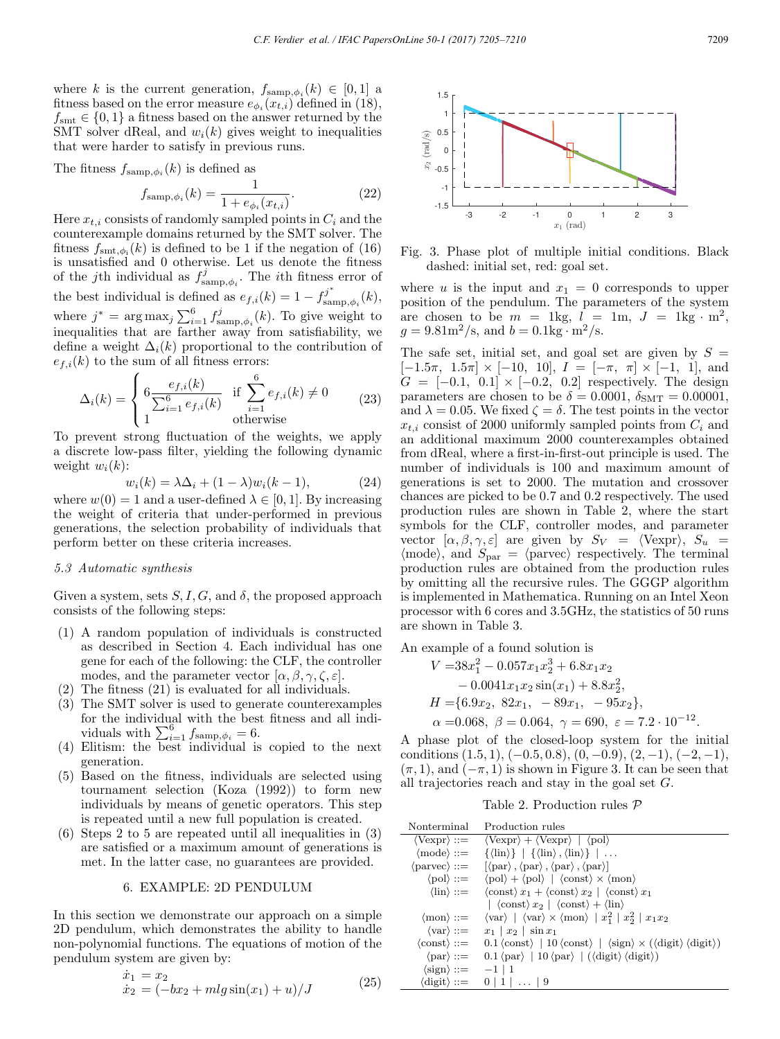where $k$ is the current generation, $f_{\text{samp},\phi_i}(k) \in [0,1]$ a fitness based on the error measure $e_{\phi_i}(x_{t,i})$ defined in (18), $f_{\text{smt}} \in \{0,1\}$ a fitness based on the answer returned by the SMT solver dReal, and $w_i(k)$ gives weight to inequalities that were harder to satisfy in previous runs.

The fitness $f_{\text{samp},\phi_i}(k)$ is defined as

$$f_{\text{samp},\phi_i}(k) = \frac{1}{1 + e_{\phi_i}(x_{t,i})}. \tag{22}$$

Here $x_{t,i}$ consists of randomly sampled points in $C_i$ and the counterexample domains returned by the SMT solver. The fitness $f_{\text{smt},\phi_i}(k)$ is defined to be 1 if the negation of (16) is unsatisfied and 0 otherwise. Let us denote the fitness of the $j$th individual as $f^j_{\text{samp},\phi_i}$. The $i$th fitness error of the best individual is defined as $e_{f,i}(k) = 1 - f^{j^*}_{\text{samp},\phi_i}(k)$, where $j^* = \arg\max_j \sum_{i=1}^{6} f^j_{\text{samp},\phi_i}(k)$. To give weight to inequalities that are farther away from satisfiability, we define a weight $\Delta_i(k)$ proportional to the contribution of $e_{f,i}(k)$ to the sum of all fitness errors:

$$\Delta_i(k) = \begin{cases} 6\dfrac{e_{f,i}(k)}{\sum_{i=1}^{6} e_{f,i}(k)} & \text{if } \sum_{i=1}^{6} e_{f,i}(k) \neq 0 \\ 1 & \text{otherwise} \end{cases} \tag{23}$$

To prevent strong fluctuation of the weights, we apply a discrete low-pass filter, yielding the following dynamic weight $w_i(k)$:

$$w_i(k) = \lambda \Delta_i + (1 - \lambda) w_i(k-1), \tag{24}$$

where $w(0) = 1$ and a user-defined $\lambda \in [0,1]$. By increasing the weight of criteria that under-performed in previous generations, the selection probability of individuals that perform better on these criteria increases.

### 5.3 Automatic synthesis

Given a system, sets $S, I, G$, and $\delta$, the proposed approach consists of the following steps:

1. A random population of individuals is constructed as described in Section 4. Each individual has one gene for each of the following: the CLF, the controller modes, and the parameter vector $[\alpha, \beta, \gamma, \zeta, \varepsilon]$.
2. The fitness (21) is evaluated for all individuals.
3. The SMT solver is used to generate counterexamples for the individual with the best fitness and all individuals with $\sum_{i=1}^{6} f_{\text{samp},\phi_i} = 6$.
4. Elitism: the best individual is copied to the next generation.
5. Based on the fitness, individuals are selected using tournament selection (Koza (1992)) to form new individuals by means of genetic operators. This step is repeated until a new full population is created.
6. Steps 2 to 5 are repeated until all inequalities in (3) are satisfied or a maximum amount of generations is met. In the latter case, no guarantees are provided.

## 6. EXAMPLE: 2D PENDULUM

In this section we demonstrate our approach on a simple 2D pendulum, which demonstrates the ability to handle non-polynomial functions. The equations of motion of the pendulum system are given by:

$$\begin{aligned} \dot{x}_1 &= x_2 \\ \dot{x}_2 &= (-bx_2 + mlg\sin(x_1) + u)/J \end{aligned} \tag{25}$$

Fig. 3. Phase plot of multiple initial conditions. Black dashed: initial set, red: goal set.

where $u$ is the input and $x_1 = 0$ corresponds to upper position of the pendulum. The parameters of the system are chosen to be $m = 1$kg, $l = 1$m, $J = 1\text{kg}\cdot\text{m}^2$, $g = 9.81\text{m}^2/\text{s}$, and $b = 0.1\text{kg}\cdot\text{m}^2/\text{s}$.

The safe set, initial set, and goal set are given by $S = [-1.5\pi,\ 1.5\pi] \times [-10,\ 10]$, $I = [-\pi,\ \pi] \times [-1,\ 1]$, and $G = [-0.1,\ 0.1] \times [-0.2,\ 0.2]$ respectively. The design parameters are chosen to be $\delta = 0.0001$, $\delta_{\text{SMT}} = 0.00001$, and $\lambda = 0.05$. We fixed $\zeta = \delta$. The test points in the vector $x_{t,i}$ consist of 2000 uniformly sampled points from $C_i$ and an additional maximum 2000 counterexamples obtained from dReal, where a first-in-first-out principle is used. The number of individuals is 100 and maximum amount of generations is set to 2000. The mutation and crossover chances are picked to be 0.7 and 0.2 respectively. The used production rules are shown in Table 2, where the start symbols for the CLF, controller modes, and parameter vector $[\alpha, \beta, \gamma, \varepsilon]$ are given by $S_V = \langle\text{Vexpr}\rangle$, $S_u = \langle\text{mode}\rangle$, and $S_{\text{par}} = \langle\text{parvec}\rangle$ respectively. The terminal production rules are obtained from the production rules by omitting all the recursive rules. The GGGP algorithm is implemented in Mathematica. Running on an Intel Xeon processor with 6 cores and 3.5GHz, the statistics of 50 runs are shown in Table 3.

An example of a found solution is

$$\begin{aligned} V =& 38x_1^2 - 0.057x_1x_2^3 + 6.8x_1x_2 \\ & - 0.0041x_1x_2\sin(x_1) + 8.8x_2^2, \\ H =& \{6.9x_2,\ 82x_1,\ -89x_1,\ -95x_2\}, \\ \alpha =& 0.068,\ \beta = 0.064,\ \gamma = 690,\ \varepsilon = 7.2 \cdot 10^{-12}. \end{aligned}$$

A phase plot of the closed-loop system for the initial conditions $(1.5, 1)$, $(-0.5, 0.8)$, $(0, -0.9)$, $(2, -1)$, $(-2, -1)$, $(\pi, 1)$, and $(-\pi, 1)$ is shown in Figure 3. It can be seen that all trajectories reach and stay in the goal set $G$.

Table 2. Production rules $\mathcal{P}$

| Nonterminal | Production rules |
|---|---|
| $\langle\text{Vexpr}\rangle ::=$ | $\langle\text{Vexpr}\rangle + \langle\text{Vexpr}\rangle \mid \langle\text{pol}\rangle$ |
| $\langle\text{mode}\rangle ::=$ | $\{\langle\text{lin}\rangle\} \mid \{\langle\text{lin}\rangle, \langle\text{lin}\rangle\} \mid \ldots$ |
| $\langle\text{parvec}\rangle ::=$ | $[\langle\text{par}\rangle, \langle\text{par}\rangle, \langle\text{par}\rangle, \langle\text{par}\rangle]$ |
| $\langle\text{pol}\rangle ::=$ | $\langle\text{pol}\rangle + \langle\text{pol}\rangle \mid \langle\text{const}\rangle \times \langle\text{mon}\rangle$ |
| $\langle\text{lin}\rangle ::=$ | $\langle\text{const}\rangle\, x_1 + \langle\text{const}\rangle\, x_2 \mid \langle\text{const}\rangle\, x_1$ $\mid \langle\text{const}\rangle\, x_2 \mid \langle\text{const}\rangle + \langle\text{lin}\rangle$ |
| $\langle\text{mon}\rangle ::=$ | $\langle\text{var}\rangle \mid \langle\text{var}\rangle \times \langle\text{mon}\rangle \mid x_1^2 \mid x_2^2 \mid x_1x_2$ |
| $\langle\text{var}\rangle ::=$ | $x_1 \mid x_2 \mid \sin x_1$ |
| $\langle\text{const}\rangle ::=$ | $0.1\,\langle\text{const}\rangle \mid 10\,\langle\text{const}\rangle \mid \langle\text{sign}\rangle \times (\langle\text{digit}\rangle\,\langle\text{digit}\rangle)$ |
| $\langle\text{par}\rangle ::=$ | $0.1\,\langle\text{par}\rangle \mid 10\,\langle\text{par}\rangle \mid (\langle\text{digit}\rangle\,\langle\text{digit}\rangle)$ |
| $\langle\text{sign}\rangle ::=$ | $-1 \mid 1$ |
| $\langle\text{digit}\rangle ::=$ | $0 \mid 1 \mid \ldots \mid 9$ |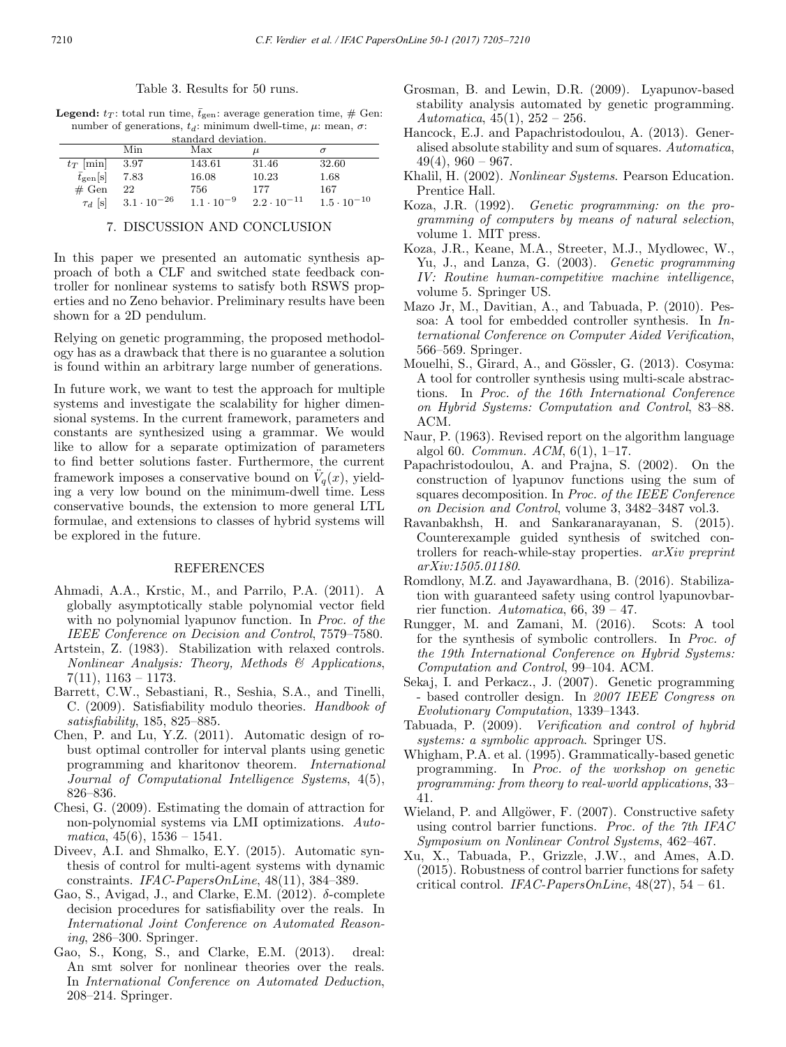Table 3. Results for 50 runs.

**Legend:** $t_T$: total run time, $\bar{t}_{\text{gen}}$: average generation time, # Gen: number of generations, $t_d$: minimum dwell-time, $\mu$: mean, $\sigma$: standard deviation.

| | Min | Max | $\mu$ | $\sigma$ |
|---|---|---|---|---|
| $t_T$ [min] | 3.97 | 143.61 | 31.46 | 32.60 |
| $\bar{t}_{\text{gen}}$[s] | 7.83 | 16.08 | 10.23 | 1.68 |
| # Gen | 22 | 756 | 177 | 167 |
| $\tau_d$ [s] | $3.1 \cdot 10^{-26}$ | $1.1 \cdot 10^{-9}$ | $2.2 \cdot 10^{-11}$ | $1.5 \cdot 10^{-10}$ |

## 7. DISCUSSION AND CONCLUSION

In this paper we presented an automatic synthesis approach of both a CLF and switched state feedback controller for nonlinear systems to satisfy both RSWS properties and no Zeno behavior. Preliminary results have been shown for a 2D pendulum.

Relying on genetic programming, the proposed methodology has as a drawback that there is no guarantee a solution is found within an arbitrary large number of generations.

In future work, we want to test the approach for multiple systems and investigate the scalability for higher dimensional systems. In the current framework, parameters and constants are synthesized using a grammar. We would like to allow for a separate optimization of parameters to find better solutions faster. Furthermore, the current framework imposes a conservative bound on $\ddot{V}_q(x)$, yielding a very low bound on the minimum-dwell time. Less conservative bounds, the extension to more general LTL formulae, and extensions to classes of hybrid systems will be explored in the future.

## REFERENCES

Ahmadi, A.A., Krstic, M., and Parrilo, P.A. (2011). A globally asymptotically stable polynomial vector field with no polynomial lyapunov function. In *Proc. of the IEEE Conference on Decision and Control*, 7579–7580.

Artstein, Z. (1983). Stabilization with relaxed controls. *Nonlinear Analysis: Theory, Methods & Applications*, 7(11), 1163 – 1173.

Barrett, C.W., Sebastiani, R., Seshia, S.A., and Tinelli, C. (2009). Satisfiability modulo theories. *Handbook of satisfiability*, 185, 825–885.

Chen, P. and Lu, Y.Z. (2011). Automatic design of robust optimal controller for interval plants using genetic programming and kharitonov theorem. *International Journal of Computational Intelligence Systems*, 4(5), 826–836.

Chesi, G. (2009). Estimating the domain of attraction for non-polynomial systems via LMI optimizations. *Automatica*, 45(6), 1536 – 1541.

Diveev, A.I. and Shmalko, E.Y. (2015). Automatic synthesis of control for multi-agent systems with dynamic constraints. *IFAC-PapersOnLine*, 48(11), 384–389.

Gao, S., Avigad, J., and Clarke, E.M. (2012). δ-complete decision procedures for satisfiability over the reals. In *International Joint Conference on Automated Reasoning*, 286–300. Springer.

Gao, S., Kong, S., and Clarke, E.M. (2013). dreal: An smt solver for nonlinear theories over the reals. In *International Conference on Automated Deduction*, 208–214. Springer.

Grosman, B. and Lewin, D.R. (2009). Lyapunov-based stability analysis automated by genetic programming. *Automatica*, 45(1), 252 – 256.

Hancock, E.J. and Papachristodoulou, A. (2013). Generalised absolute stability and sum of squares. *Automatica*, 49(4), 960 – 967.

Khalil, H. (2002). *Nonlinear Systems*. Pearson Education. Prentice Hall.

Koza, J.R. (1992). *Genetic programming: on the programming of computers by means of natural selection*, volume 1. MIT press.

Koza, J.R., Keane, M.A., Streeter, M.J., Mydlowec, W., Yu, J., and Lanza, G. (2003). *Genetic programming IV: Routine human-competitive machine intelligence*, volume 5. Springer US.

Mazo Jr, M., Davitian, A., and Tabuada, P. (2010). Pessoa: A tool for embedded controller synthesis. In *International Conference on Computer Aided Verification*, 566–569. Springer.

Mouelhi, S., Girard, A., and Gössler, G. (2013). Cosyma: A tool for controller synthesis using multi-scale abstractions. In *Proc. of the 16th International Conference on Hybrid Systems: Computation and Control*, 83–88. ACM.

Naur, P. (1963). Revised report on the algorithm language algol 60. *Commun. ACM*, 6(1), 1–17.

Papachristodoulou, A. and Prajna, S. (2002). On the construction of lyapunov functions using the sum of squares decomposition. In *Proc. of the IEEE Conference on Decision and Control*, volume 3, 3482–3487 vol.3.

Ravanbakhsh, H. and Sankaranarayanan, S. (2015). Counterexample guided synthesis of switched controllers for reach-while-stay properties. *arXiv preprint arXiv:1505.01180*.

Romdlony, M.Z. and Jayawardhana, B. (2016). Stabilization with guaranteed safety using control lyapunovbarrier function. *Automatica*, 66, 39 – 47.

Rungger, M. and Zamani, M. (2016). Scots: A tool for the synthesis of symbolic controllers. In *Proc. of the 19th International Conference on Hybrid Systems: Computation and Control*, 99–104. ACM.

Sekaj, I. and Perkacz., J. (2007). Genetic programming - based controller design. In *2007 IEEE Congress on Evolutionary Computation*, 1339–1343.

Tabuada, P. (2009). *Verification and control of hybrid systems: a symbolic approach*. Springer US.

Whigham, P.A. et al. (1995). Grammatically-based genetic programming. In *Proc. of the workshop on genetic programming: from theory to real-world applications*, 33–41.

Wieland, P. and Allgöwer, F. (2007). Constructive safety using control barrier functions. *Proc. of the 7th IFAC Symposium on Nonlinear Control Systems*, 462–467.

Xu, X., Tabuada, P., Grizzle, J.W., and Ames, A.D. (2015). Robustness of control barrier functions for safety critical control. *IFAC-PapersOnLine*, 48(27), 54 – 61.